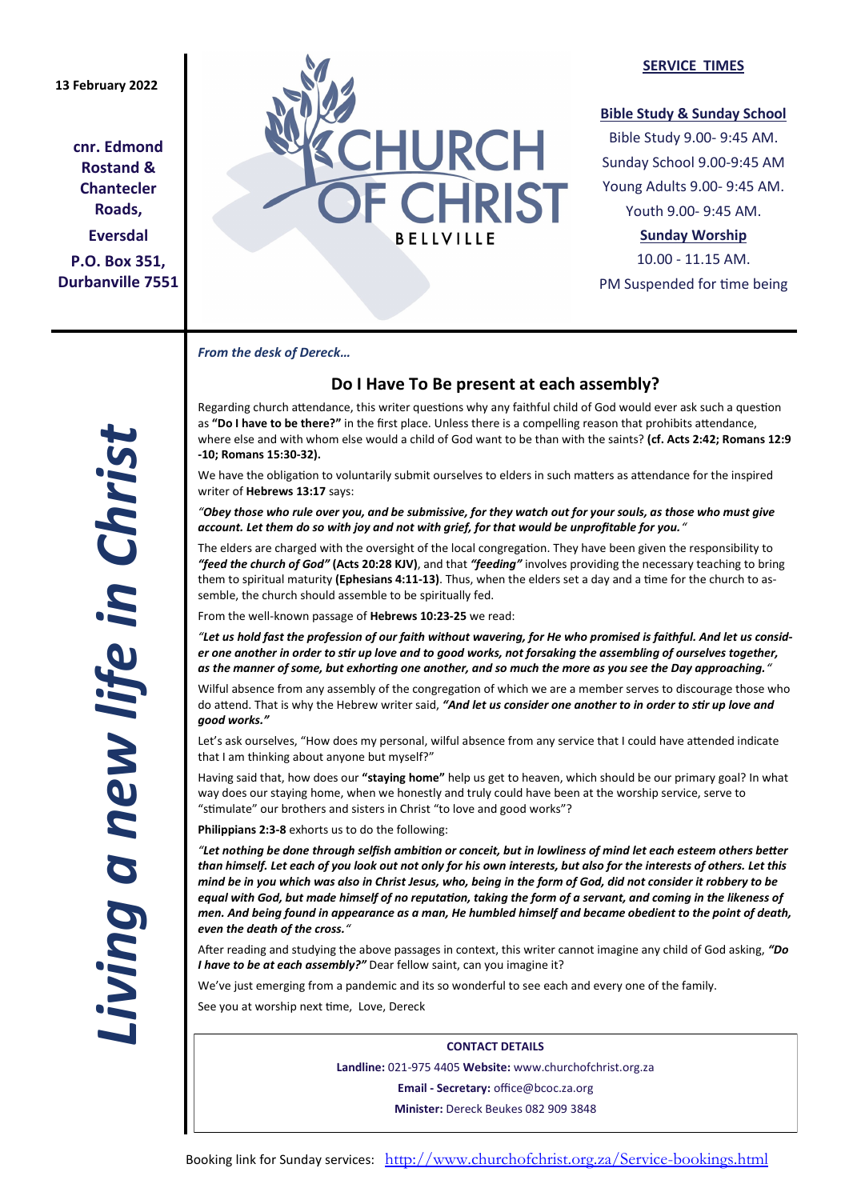13 February 2022

**cnr. Edmond Rostand & Chantecler Roads,**

**Eversdal**

**P.O. Box 351, Durbanville 7551**

CHURCH OF CHRIST
BELLVILLE

**SERVICE TIMES**

**Bible Study & Sunday School**

Bible Study 9.00- 9:45 AM.

Sunday School 9.00-9:45 AM

Young Adults 9.00- 9:45 AM.

Youth 9.00- 9:45 AM.

**Sunday Worship**

10.00 - 11.15 AM.

PM Suspended for time being

*Living a new life in Christ*

***From the desk of Dereck…***

## Do I Have To Be present at each assembly?

Regarding church attendance, this writer questions why any faithful child of God would ever ask such a question as **"Do I have to be there?"** in the first place. Unless there is a compelling reason that prohibits attendance, where else and with whom else would a child of God want to be than with the saints? **(cf. Acts 2:42; Romans 12:9 -10; Romans 15:30-32).**

We have the obligation to voluntarily submit ourselves to elders in such matters as attendance for the inspired writer of **Hebrews 13:17** says:

***"Obey those who rule over you, and be submissive, for they watch out for your souls, as those who must give account. Let them do so with joy and not with grief, for that would be unprofitable for you."***

The elders are charged with the oversight of the local congregation. They have been given the responsibility to ***"feed the church of God"*** **(Acts 20:28 KJV)**, and that ***"feeding"*** involves providing the necessary teaching to bring them to spiritual maturity **(Ephesians 4:11-13)**. Thus, when the elders set a day and a time for the church to assemble, the church should assemble to be spiritually fed.

From the well-known passage of **Hebrews 10:23-25** we read:

***"Let us hold fast the profession of our faith without wavering, for He who promised is faithful. And let us consider one another in order to stir up love and to good works, not forsaking the assembling of ourselves together, as the manner of some, but exhorting one another, and so much the more as you see the Day approaching."***

Wilful absence from any assembly of the congregation of which we are a member serves to discourage those who do attend. That is why the Hebrew writer said, ***"And let us consider one another to in order to stir up love and good works."***

Let's ask ourselves, "How does my personal, wilful absence from any service that I could have attended indicate that I am thinking about anyone but myself?"

Having said that, how does our **"staying home"** help us get to heaven, which should be our primary goal? In what way does our staying home, when we honestly and truly could have been at the worship service, serve to "stimulate" our brothers and sisters in Christ "to love and good works"?

**Philippians 2:3-8** exhorts us to do the following:

***"Let nothing be done through selfish ambition or conceit, but in lowliness of mind let each esteem others better than himself. Let each of you look out not only for his own interests, but also for the interests of others. Let this mind be in you which was also in Christ Jesus, who, being in the form of God, did not consider it robbery to be equal with God, but made himself of no reputation, taking the form of a servant, and coming in the likeness of men. And being found in appearance as a man, He humbled himself and became obedient to the point of death, even the death of the cross."***

After reading and studying the above passages in context, this writer cannot imagine any child of God asking, ***"Do I have to be at each assembly?"*** Dear fellow saint, can you imagine it?

We've just emerging from a pandemic and its so wonderful to see each and every one of the family.

See you at worship next time, Love, Dereck

**CONTACT DETAILS**

**Landline:** 021-975 4405 **Website:** www.churchofchrist.org.za

**Email - Secretary:** office@bcoc.za.org

**Minister:** Dereck Beukes 082 909 3848

Booking link for Sunday services: http://www.churchofchrist.org.za/Service-bookings.html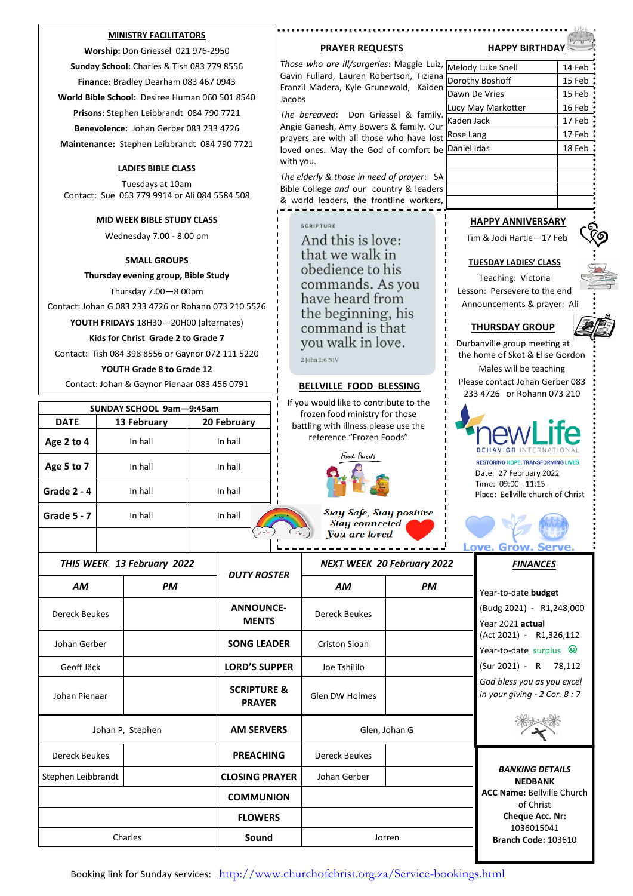## MINISTRY FACILITATORS

**Worship:** Don Griessel 021 976-2950

**Sunday School:** Charles & Tish 083 779 8556

**Finance:** Bradley Dearham 083 467 0943

**World Bible School:** Desiree Human 060 501 8540

**Prisons:** Stephen Leibbrandt 084 790 7721

**Benevolence:** Johan Gerber 083 233 4726

**Maintenance:** Stephen Leibbrandt 084 790 7721

## LADIES BIBLE CLASS

Tuesdays at 10am

Contact: Sue 063 779 9914 or Ali 084 5584 508

## MID WEEK BIBLE STUDY CLASS

Wednesday 7.00 - 8.00 pm

## SMALL GROUPS

**Thursday evening group, Bible Study**

Thursday 7.00—8.00pm

Contact: Johan G 083 233 4726 or Rohann 073 210 5526

**YOUTH FRIDAYS** 18H30—20H00 (alternates)

**Kids for Christ Grade 2 to Grade 7**

Contact: Tish 084 398 8556 or Gaynor 072 111 5220

**YOUTH Grade 8 to Grade 12**

Contact: Johan & Gaynor Pienaar 083 456 0791

**SUNDAY SCHOOL 9am—9:45am**

| DATE | 13 February | 20 February |
|---|---|---|
| Age 2 to 4 | In hall | In hall |
| Age 5 to 7 | In hall | In hall |
| Grade 2 - 4 | In hall | In hall |
| Grade 5 - 7 | In hall | In hall |
| | | |

## PRAYER REQUESTS

*Those who are ill/surgeries*: Maggie Luiz, Gavin Fullard, Lauren Robertson, Tiziana Franzil Madera, Kyle Grunewald, Kaiden Jacobs

*The bereaved*: Don Griessel & family. Angie Ganesh, Amy Bowers & family. Our prayers are with all those who have lost loved ones. May the God of comfort be with you.

*The elderly & those in need of prayer*: SA Bible College *and* our country & leaders & world leaders, the frontline workers,

## HAPPY BIRTHDAY

| | |
|---|---|
| Melody Luke Snell | 14 Feb |
| Dorothy Boshoff | 15 Feb |
| Dawn De Vries | 15 Feb |
| Lucy May Markotter | 16 Feb |
| Kaden Jäck | 17 Feb |
| Rose Lang | 17 Feb |
| Daniel Idas | 18 Feb |
| | |
| | |
| | |
| | |

SCRIPTURE

And this is love: that we walk in obedience to his commands. As you have heard from the beginning, his command is that you walk in love.

2 John 1:6 NIV

## BELLVILLE FOOD BLESSING

If you would like to contribute to the frozen food ministry for those battling with illness please use the reference "Frozen Foods"

Food Parcels

*Stay Safe, Stay positive*
*Stay connected*
*You are loved*

## HAPPY ANNIVERSARY

Tim & Jodi Hartle—17 Feb

## TUESDAY LADIES' CLASS

Teaching: Victoria

Lesson: Persevere to the end

Announcements & prayer: Ali

## THURSDAY GROUP

Durbanville group meeting at the home of Skot & Elise Gordon

Males will be teaching

Please contact Johan Gerber 083 233 4726 or Rohann 073 210

newLife BEHAVIOR INTERNATIONAL

RESTORING HOPE. TRANSFORMING LIVES.

Date: 27 February 2022

Time: 09:00 - 11:15

Place: Bellville church of Christ

Love. Grow. Serve.

| THIS WEEK 13 February 2022 | | DUTY ROSTER | NEXT WEEK 20 February 2022 | |
|---|---|---|---|---|
| AM | PM | | AM | PM |
| Dereck Beukes | | ANNOUNCE-MENTS | Dereck Beukes | |
| Johan Gerber | | SONG LEADER | Criston Sloan | |
| Geoff Jäck | | LORD'S SUPPER | Joe Tshililo | |
| Johan Pienaar | | SCRIPTURE & PRAYER | Glen DW Holmes | |
| Johan P, Stephen | | AM SERVERS | Glen, Johan G | |
| Dereck Beukes | | PREACHING | Dereck Beukes | |
| Stephen Leibbrandt | | CLOSING PRAYER | Johan Gerber | |
| | | COMMUNION | | |
| | | FLOWERS | | |
| Charles | | Sound | Jorren | |

## FINANCES

Year-to-date **budget**

(Budg 2021) - R1,248,000

Year 2021 **actual**

(Act 2021) - R1,326,112

Year-to-date surplus ☺

(Sur 2021) - R 78,112

*God bless you as you excel in your giving - 2 Cor. 8 : 7*

***BANKING DETAILS***

**NEDBANK**

**ACC Name:** Bellville Church of Christ

**Cheque Acc. Nr:** 1036015041

**Branch Code:** 103610

Booking link for Sunday services: http://www.churchofchrist.org.za/Service-bookings.html